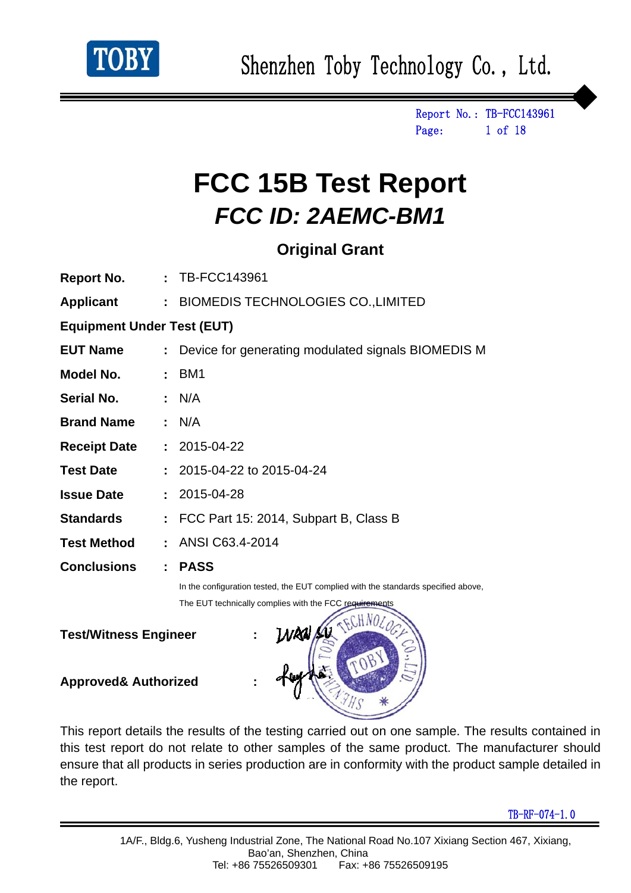Shenzhen Toby Technology Co., Ltd.

Report No.: TB-FCC143961

# FCC 15B Test Report

## *FCC ID: 2AEMC-BM1*

### Original Grant

| | | |
|---|---|---|
| **Report No.** | : | TB-FCC143961 |
| **Applicant** | : | BIOMEDIS TECHNOLOGIES CO.,LIMITED |

**Equipment Under Test (EUT)**

| | | |
|---|---|---|
| **EUT Name** | : | Device for generating modulated signals BIOMEDIS M |
| **Model No.** | : | BM1 |
| **Serial No.** | : | N/A |
| **Brand Name** | : | N/A |
| **Receipt Date** | : | 2015-04-22 |
| **Test Date** | : | 2015-04-22 to 2015-04-24 |
| **Issue Date** | : | 2015-04-28 |
| **Standards** | : | FCC Part 15: 2014, Subpart B, Class B |
| **Test Method** | : | ANSI C63.4-2014 |
| **Conclusions** | : | **PASS** |

In the configuration tested, the EUT complied with the standards specified above,
The EUT technically complies with the FCC requirements

**Test/Witness Engineer** :

**Approved& Authorized** :

This report details the results of the testing carried out on one sample. The results contained in this test report do not relate to other samples of the same product. The manufacturer should ensure that all products in series production are in conformity with the product sample detailed in the report.

TB-RF-074-1.0

1A/F., Bldg.6, Yusheng Industrial Zone, The National Road No.107 Xixiang Section 467, Xixiang, Bao'an, Shenzhen, China
Tel: +86 75526509301 Fax: +86 75526509195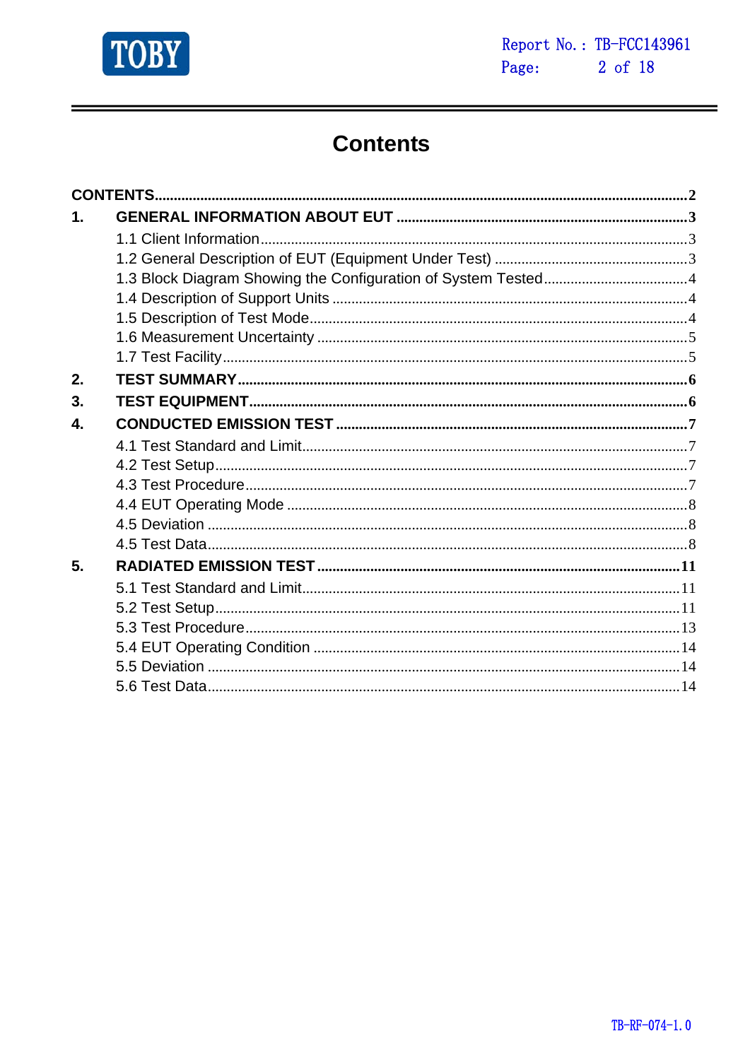# Contents

CONTENTS .......................................................................................................................2

1. GENERAL INFORMATION ABOUT EUT ....................................................................3

1.1 Client Information .........................................................................................3

1.2 General Description of EUT (Equipment Under Test) ......................................3

1.3 Block Diagram Showing the Configuration of System Tested ............................4

1.4 Description of Support Units ..........................................................................4

1.5 Description of Test Mode ...............................................................................4

1.6 Measurement Uncertainty ...............................................................................5

1.7 Test Facility ..................................................................................................5

2. TEST SUMMARY ....................................................................................................6

3. TEST EQUIPMENT ..................................................................................................6

4. CONDUCTED EMISSION TEST ..................................................................................7

4.1 Test Standard and Limit ..................................................................................7

4.2 Test Setup .....................................................................................................7

4.3 Test Procedure ...............................................................................................7

4.4 EUT Operating Mode .......................................................................................8

4.5 Deviation .......................................................................................................8

4.5 Test Data .......................................................................................................8

5. RADIATED EMISSION TEST ....................................................................................11

5.1 Test Standard and Limit ..................................................................................11

5.2 Test Setup .....................................................................................................11

5.3 Test Procedure ...............................................................................................13

5.4 EUT Operating Condition ................................................................................14

5.5 Deviation .......................................................................................................14

5.6 Test Data .......................................................................................................14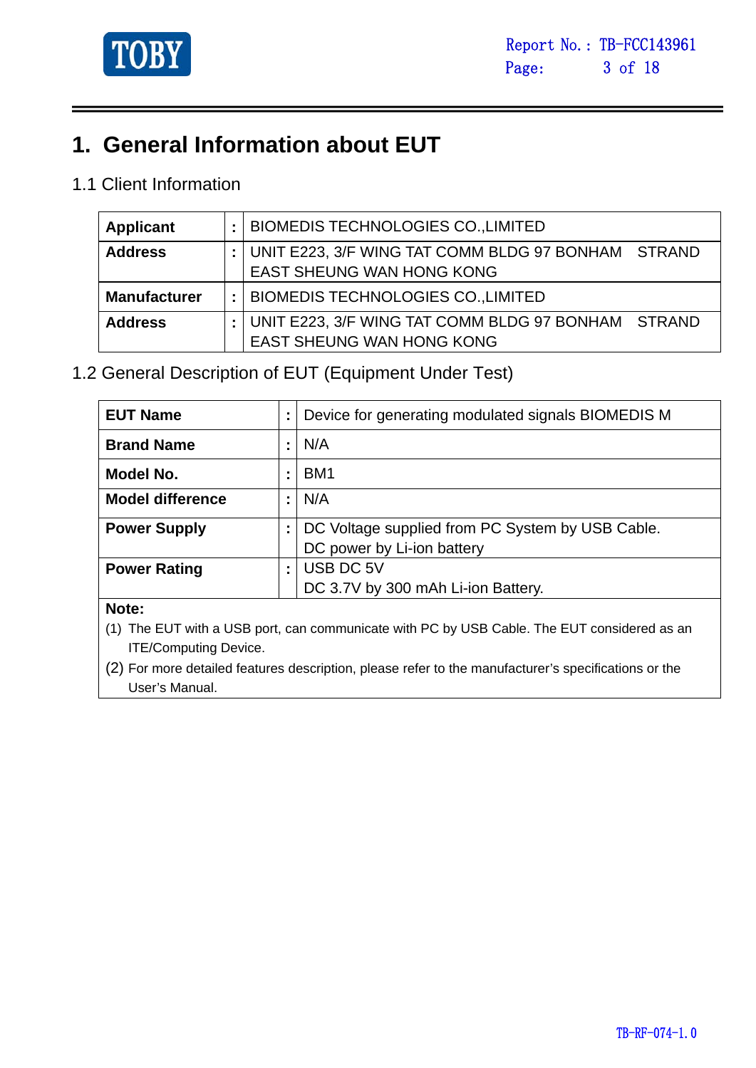# 1. General Information about EUT

## 1.1 Client Information

| | | |
|---|---|---|
| **Applicant** | : | BIOMEDIS TECHNOLOGIES CO.,LIMITED |
| **Address** | : | UNIT E223, 3/F WING TAT COMM BLDG 97 BONHAM STRAND EAST SHEUNG WAN HONG KONG |
| **Manufacturer** | : | BIOMEDIS TECHNOLOGIES CO.,LIMITED |
| **Address** | : | UNIT E223, 3/F WING TAT COMM BLDG 97 BONHAM STRAND EAST SHEUNG WAN HONG KONG |

## 1.2 General Description of EUT (Equipment Under Test)

| | | |
|---|---|---|
| **EUT Name** | : | Device for generating modulated signals BIOMEDIS M |
| **Brand Name** | : | N/A |
| **Model No.** | : | BM1 |
| **Model difference** | : | N/A |
| **Power Supply** | : | DC Voltage supplied from PC System by USB Cable.<br>DC power by Li-ion battery |
| **Power Rating** | : | USB DC 5V<br>DC 3.7V by 300 mAh Li-ion Battery. |

**Note:**

(1) The EUT with a USB port, can communicate with PC by USB Cable. The EUT considered as an ITE/Computing Device.

(2) For more detailed features description, please refer to the manufacturer's specifications or the User's Manual.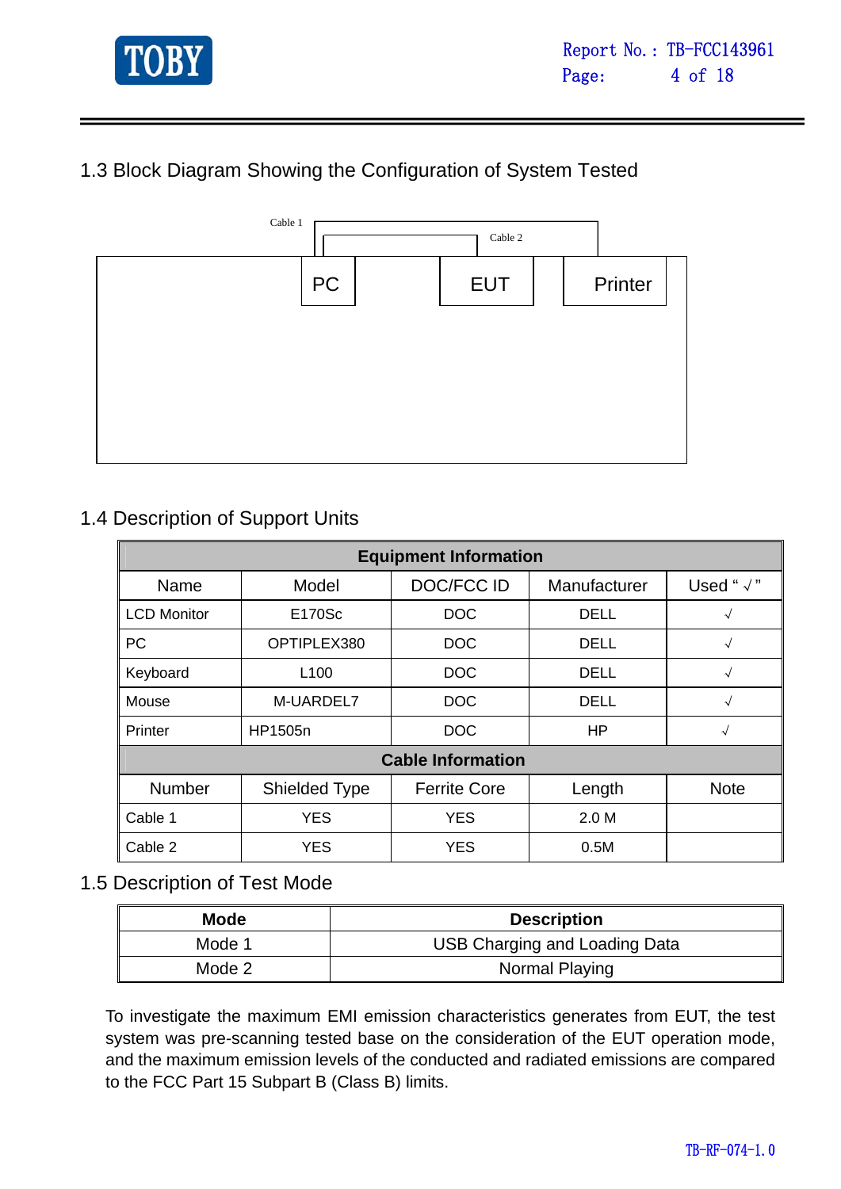## 1.3 Block Diagram Showing the Configuration of System Tested

Cable 1

Cable 2

PC

EUT

Printer

## 1.4 Description of Support Units

| Equipment Information | | | | |
|---|---|---|---|---|
| Name | Model | DOC/FCC ID | Manufacturer | Used " √ " |
| LCD Monitor | E170Sc | DOC | DELL | √ |
| PC | OPTIPLEX380 | DOC | DELL | √ |
| Keyboard | L100 | DOC | DELL | √ |
| Mouse | M-UARDEL7 | DOC | DELL | √ |
| Printer | HP1505n | DOC | HP | √ |
| **Cable Information** | | | | |
| Number | Shielded Type | Ferrite Core | Length | Note |
| Cable 1 | YES | YES | 2.0 M | |
| Cable 2 | YES | YES | 0.5M | |

## 1.5 Description of Test Mode

| Mode | Description |
|---|---|
| Mode 1 | USB Charging and Loading Data |
| Mode 2 | Normal Playing |

To investigate the maximum EMI emission characteristics generates from EUT, the test system was pre-scanning tested base on the consideration of the EUT operation mode, and the maximum emission levels of the conducted and radiated emissions are compared to the FCC Part 15 Subpart B (Class B) limits.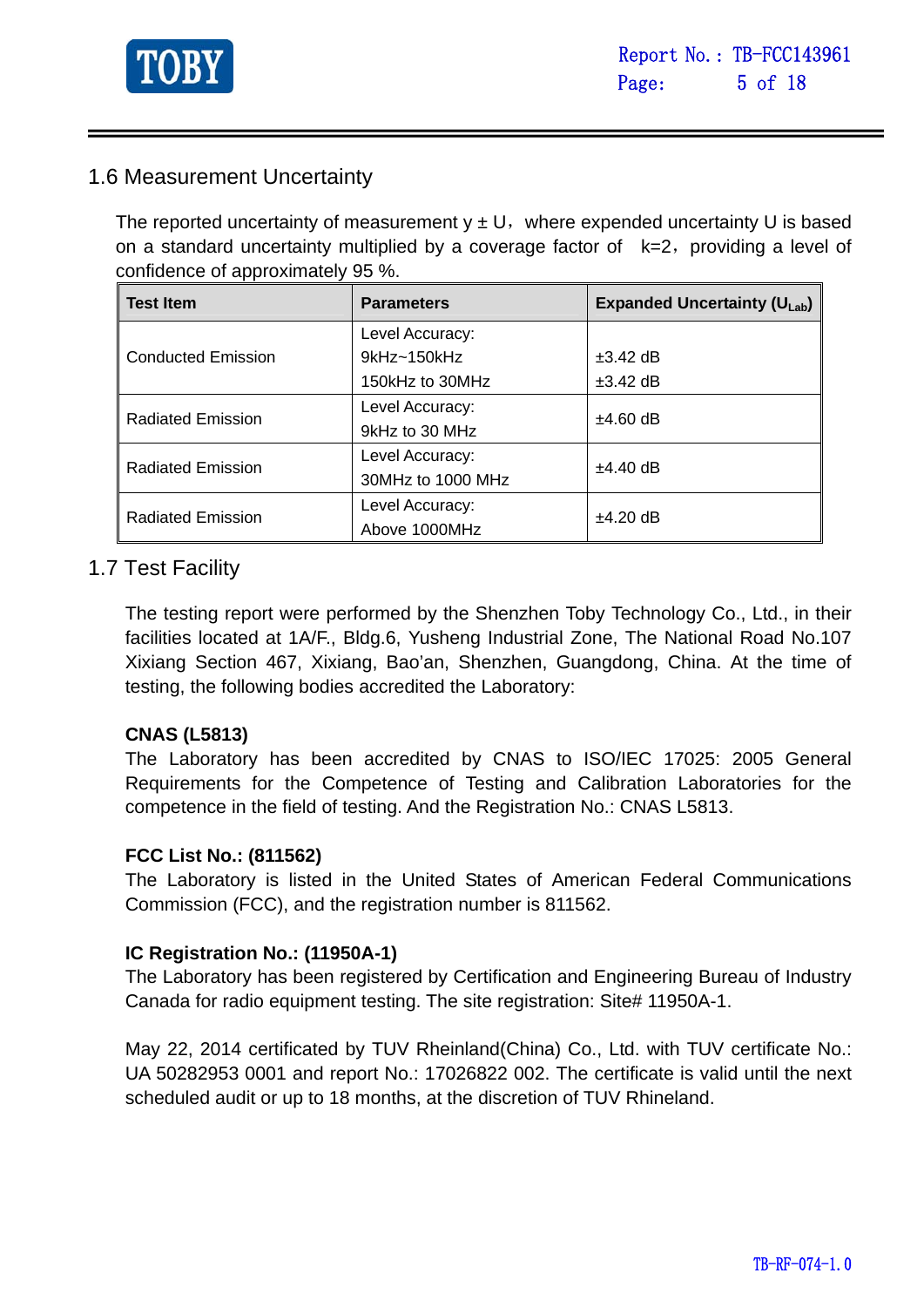## 1.6 Measurement Uncertainty

The reported uncertainty of measurement y ± U，where expended uncertainty U is based on a standard uncertainty multiplied by a coverage factor of k=2，providing a level of confidence of approximately 95 %.

| Test Item | Parameters | Expanded Uncertainty ($U_{Lab}$) |
|---|---|---|
| Conducted Emission | Level Accuracy:<br>9kHz~150kHz<br>150kHz to 30MHz | <br>±3.42 dB<br>±3.42 dB |
| Radiated Emission | Level Accuracy:<br>9kHz to 30 MHz | ±4.60 dB |
| Radiated Emission | Level Accuracy:<br>30MHz to 1000 MHz | ±4.40 dB |
| Radiated Emission | Level Accuracy:<br>Above 1000MHz | ±4.20 dB |

## 1.7 Test Facility

The testing report were performed by the Shenzhen Toby Technology Co., Ltd., in their facilities located at 1A/F., Bldg.6, Yusheng Industrial Zone, The National Road No.107 Xixiang Section 467, Xixiang, Bao'an, Shenzhen, Guangdong, China. At the time of testing, the following bodies accredited the Laboratory:

**CNAS (L5813)**
The Laboratory has been accredited by CNAS to ISO/IEC 17025: 2005 General Requirements for the Competence of Testing and Calibration Laboratories for the competence in the field of testing. And the Registration No.: CNAS L5813.

**FCC List No.: (811562)**
The Laboratory is listed in the United States of American Federal Communications Commission (FCC), and the registration number is 811562.

**IC Registration No.: (11950A-1)**
The Laboratory has been registered by Certification and Engineering Bureau of Industry Canada for radio equipment testing. The site registration: Site# 11950A-1.

May 22, 2014 certificated by TUV Rheinland(China) Co., Ltd. with TUV certificate No.: UA 50282953 0001 and report No.: 17026822 002. The certificate is valid until the next scheduled audit or up to 18 months, at the discretion of TUV Rhineland.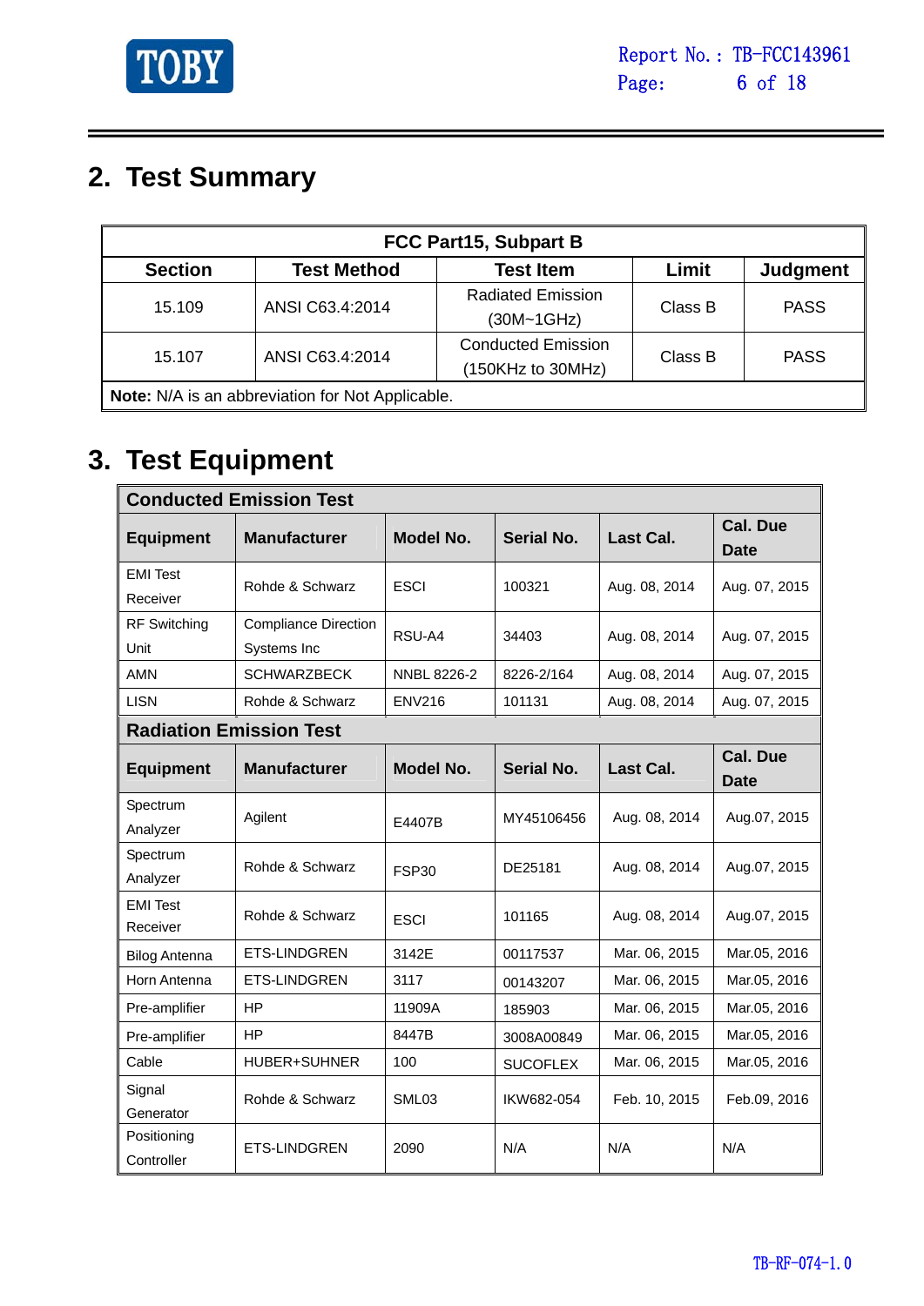## 2. Test Summary

| FCC Part15, Subpart B | | | | |
|---|---|---|---|---|
| **Section** | **Test Method** | **Test Item** | **Limit** | **Judgment** |
| 15.109 | ANSI C63.4:2014 | Radiated Emission (30M~1GHz) | Class B | PASS |
| 15.107 | ANSI C63.4:2014 | Conducted Emission (150KHz to 30MHz) | Class B | PASS |
| **Note:** N/A is an abbreviation for Not Applicable. | | | | |

## 3. Test Equipment

| **Conducted Emission Test** | | | | | |
|---|---|---|---|---|---|
| **Equipment** | **Manufacturer** | **Model No.** | **Serial No.** | **Last Cal.** | **Cal. Due Date** |
| EMI Test Receiver | Rohde & Schwarz | ESCI | 100321 | Aug. 08, 2014 | Aug. 07, 2015 |
| RF Switching Unit | Compliance Direction Systems Inc | RSU-A4 | 34403 | Aug. 08, 2014 | Aug. 07, 2015 |
| AMN | SCHWARZBECK | NNBL 8226-2 | 8226-2/164 | Aug. 08, 2014 | Aug. 07, 2015 |
| LISN | Rohde & Schwarz | ENV216 | 101131 | Aug. 08, 2014 | Aug. 07, 2015 |
| **Radiation Emission Test** | | | | | |
| **Equipment** | **Manufacturer** | **Model No.** | **Serial No.** | **Last Cal.** | **Cal. Due Date** |
| Spectrum Analyzer | Agilent | E4407B | MY45106456 | Aug. 08, 2014 | Aug.07, 2015 |
| Spectrum Analyzer | Rohde & Schwarz | FSP30 | DE25181 | Aug. 08, 2014 | Aug.07, 2015 |
| EMI Test Receiver | Rohde & Schwarz | ESCI | 101165 | Aug. 08, 2014 | Aug.07, 2015 |
| Bilog Antenna | ETS-LINDGREN | 3142E | 00117537 | Mar. 06, 2015 | Mar.05, 2016 |
| Horn Antenna | ETS-LINDGREN | 3117 | 00143207 | Mar. 06, 2015 | Mar.05, 2016 |
| Pre-amplifier | HP | 11909A | 185903 | Mar. 06, 2015 | Mar.05, 2016 |
| Pre-amplifier | HP | 8447B | 3008A00849 | Mar. 06, 2015 | Mar.05, 2016 |
| Cable | HUBER+SUHNER | 100 | SUCOFLEX | Mar. 06, 2015 | Mar.05, 2016 |
| Signal Generator | Rohde & Schwarz | SML03 | IKW682-054 | Feb. 10, 2015 | Feb.09, 2016 |
| Positioning Controller | ETS-LINDGREN | 2090 | N/A | N/A | N/A |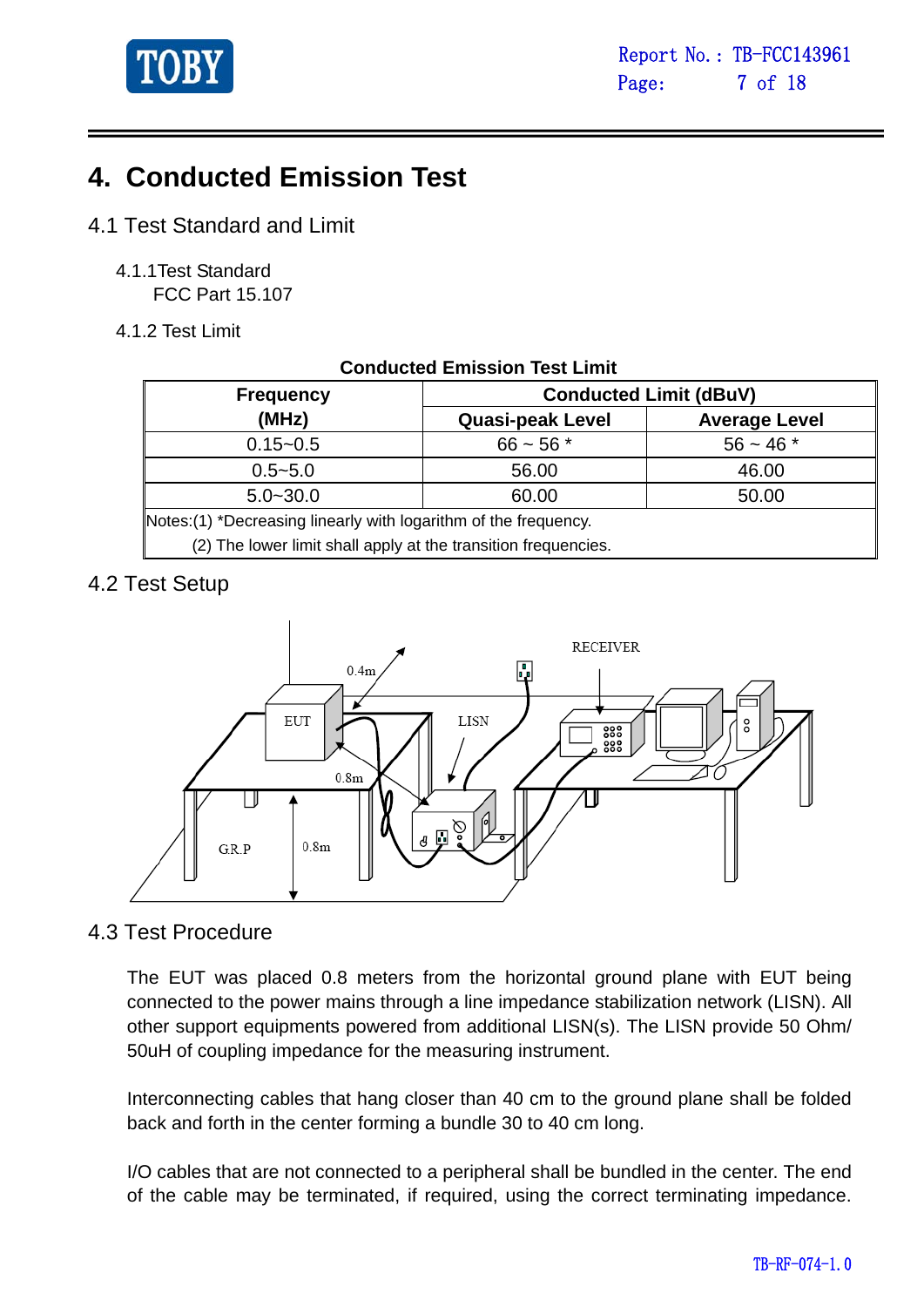# 4. Conducted Emission Test

## 4.1 Test Standard and Limit

4.1.1Test Standard

FCC Part 15.107

4.1.2 Test Limit

**Conducted Emission Test Limit**

| Frequency (MHz) | Conducted Limit (dBuV) | |
|---|---|---|
| | Quasi-peak Level | Average Level |
| 0.15~0.5 | 66 ~ 56 * | 56 ~ 46 * |
| 0.5~5.0 | 56.00 | 46.00 |
| 5.0~30.0 | 60.00 | 50.00 |

Notes:(1) *Decreasing linearly with logarithm of the frequency.

(2) The lower limit shall apply at the transition frequencies.

## 4.2 Test Setup

RECEIVER
0.4m
EUT
LISN
0.8m
G.R.P
0.8m

## 4.3 Test Procedure

The EUT was placed 0.8 meters from the horizontal ground plane with EUT being connected to the power mains through a line impedance stabilization network (LISN). All other support equipments powered from additional LISN(s). The LISN provide 50 Ohm/ 50uH of coupling impedance for the measuring instrument.

Interconnecting cables that hang closer than 40 cm to the ground plane shall be folded back and forth in the center forming a bundle 30 to 40 cm long.

I/O cables that are not connected to a peripheral shall be bundled in the center. The end of the cable may be terminated, if required, using the correct terminating impedance.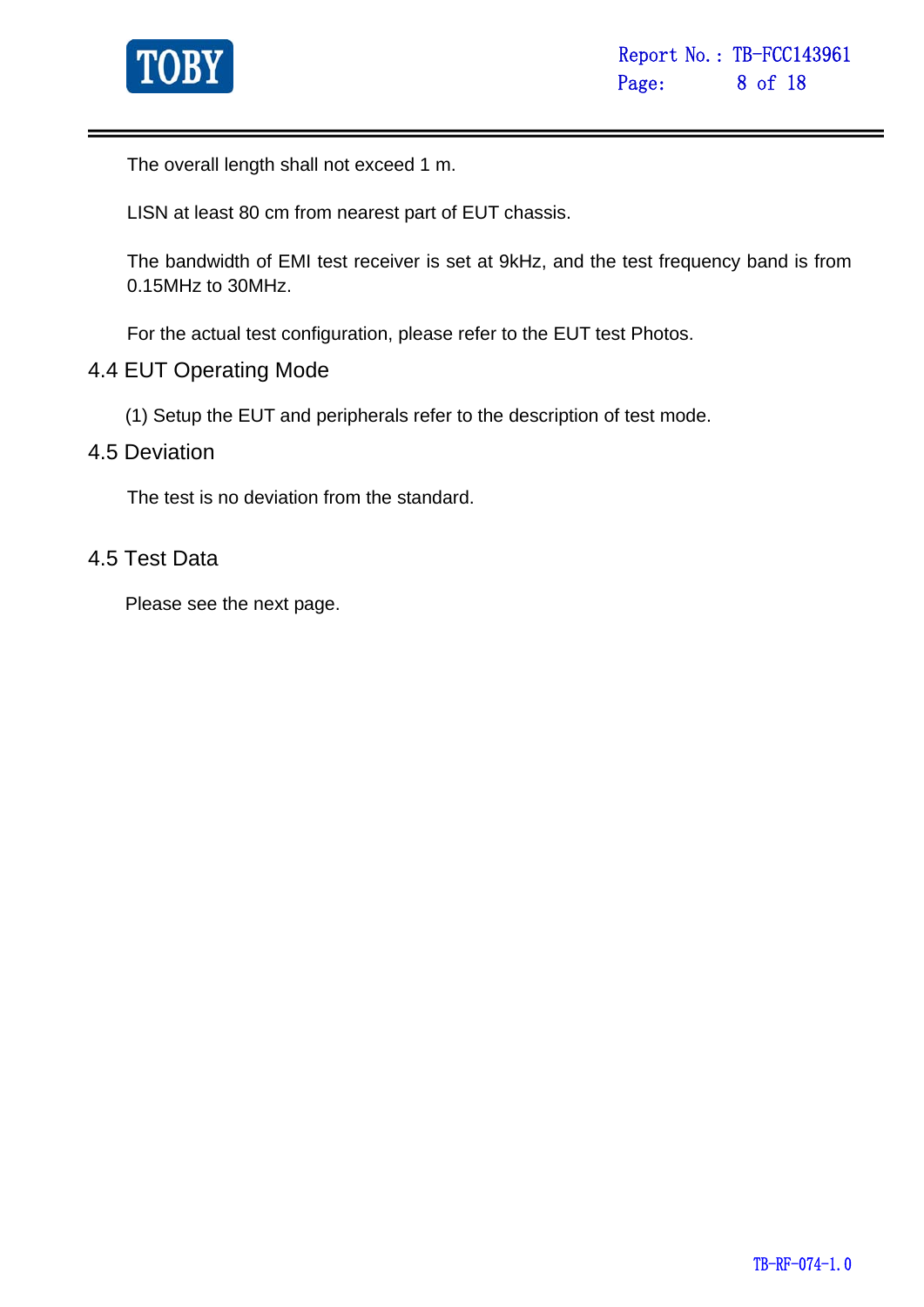The overall length shall not exceed 1 m.

LISN at least 80 cm from nearest part of EUT chassis.

The bandwidth of EMI test receiver is set at 9kHz, and the test frequency band is from 0.15MHz to 30MHz.

For the actual test configuration, please refer to the EUT test Photos.

## 4.4 EUT Operating Mode

(1) Setup the EUT and peripherals refer to the description of test mode.

## 4.5 Deviation

The test is no deviation from the standard.

## 4.5 Test Data

Please see the next page.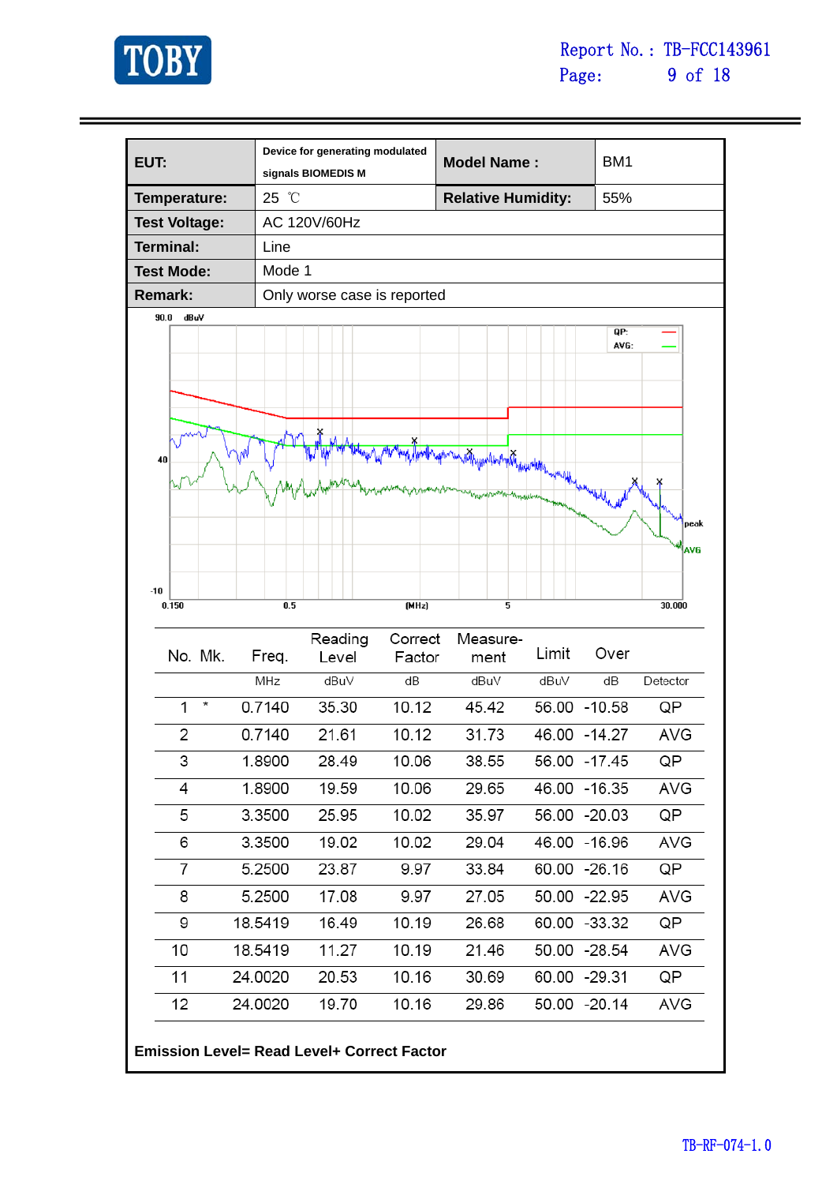| | | | |
|---|---|---|---|
| **EUT:** | Device for generating modulated signals BIOMEDIS M | **Model Name :** | BM1 |
| **Temperature:** | 25 ℃ | **Relative Humidity:** | 55% |
| **Test Voltage:** | AC 120V/60Hz | | |
| **Terminal:** | Line | | |
| **Test Mode:** | Mode 1 | | |
| **Remark:** | Only worse case is reported | | |

90.0 dBuV

QP:
AVG:

40

-10

0.150
0.5
(MHz)
5
30.000

peak
AVG

| No. | Mk. | Freq. | Reading Level | Correct Factor | Measure-ment | Limit | Over | |
|---|---|---|---|---|---|---|---|---|
| | | MHz | dBuV | dB | dBuV | dBuV | dB | Detector |
| 1 | * | 0.7140 | 35.30 | 10.12 | 45.42 | 56.00 | -10.58 | QP |
| 2 | | 0.7140 | 21.61 | 10.12 | 31.73 | 46.00 | -14.27 | AVG |
| 3 | | 1.8900 | 28.49 | 10.06 | 38.55 | 56.00 | -17.45 | QP |
| 4 | | 1.8900 | 19.59 | 10.06 | 29.65 | 46.00 | -16.35 | AVG |
| 5 | | 3.3500 | 25.95 | 10.02 | 35.97 | 56.00 | -20.03 | QP |
| 6 | | 3.3500 | 19.02 | 10.02 | 29.04 | 46.00 | -16.96 | AVG |
| 7 | | 5.2500 | 23.87 | 9.97 | 33.84 | 60.00 | -26.16 | QP |
| 8 | | 5.2500 | 17.08 | 9.97 | 27.05 | 50.00 | -22.95 | AVG |
| 9 | | 18.5419 | 16.49 | 10.19 | 26.68 | 60.00 | -33.32 | QP |
| 10 | | 18.5419 | 11.27 | 10.19 | 21.46 | 50.00 | -28.54 | AVG |
| 11 | | 24.0020 | 20.53 | 10.16 | 30.69 | 60.00 | -29.31 | QP |
| 12 | | 24.0020 | 19.70 | 10.16 | 29.86 | 50.00 | -20.14 | AVG |

**Emission Level= Read Level+ Correct Factor**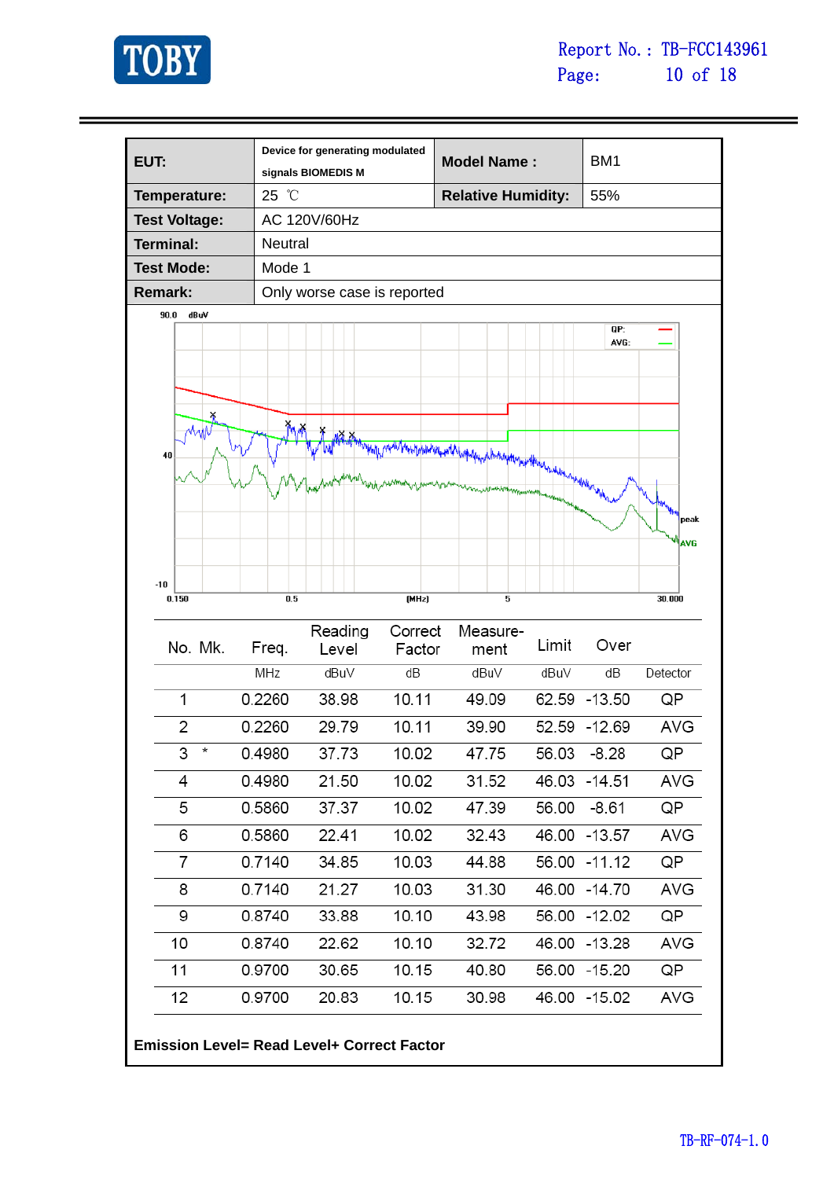| EUT: | Device for generating modulated signals BIOMEDIS M | Model Name : | BM1 |
|---|---|---|---|
| Temperature: | 25 ℃ | Relative Humidity: | 55% |
| Test Voltage: | AC 120V/60Hz | | |
| Terminal: | Neutral | | |
| Test Mode: | Mode 1 | | |
| Remark: | Only worse case is reported | | |

90.0 dBuV

QP:
AVG:

40

-10

0.150
0.5
(MHz)
5
30.000

peak
AVG

| No. | Mk. | Freq. | Reading Level | Correct Factor | Measure-ment | Limit | Over | |
|---|---|---|---|---|---|---|---|---|
| | | MHz | dBuV | dB | dBuV | dBuV | dB | Detector |
| 1 | | 0.2260 | 38.98 | 10.11 | 49.09 | 62.59 | -13.50 | QP |
| 2 | | 0.2260 | 29.79 | 10.11 | 39.90 | 52.59 | -12.69 | AVG |
| 3 | * | 0.4980 | 37.73 | 10.02 | 47.75 | 56.03 | -8.28 | QP |
| 4 | | 0.4980 | 21.50 | 10.02 | 31.52 | 46.03 | -14.51 | AVG |
| 5 | | 0.5860 | 37.37 | 10.02 | 47.39 | 56.00 | -8.61 | QP |
| 6 | | 0.5860 | 22.41 | 10.02 | 32.43 | 46.00 | -13.57 | AVG |
| 7 | | 0.7140 | 34.85 | 10.03 | 44.88 | 56.00 | -11.12 | QP |
| 8 | | 0.7140 | 21.27 | 10.03 | 31.30 | 46.00 | -14.70 | AVG |
| 9 | | 0.8740 | 33.88 | 10.10 | 43.98 | 56.00 | -12.02 | QP |
| 10 | | 0.8740 | 22.62 | 10.10 | 32.72 | 46.00 | -13.28 | AVG |
| 11 | | 0.9700 | 30.65 | 10.15 | 40.80 | 56.00 | -15.20 | QP |
| 12 | | 0.9700 | 20.83 | 10.15 | 30.98 | 46.00 | -15.02 | AVG |

**Emission Level= Read Level+ Correct Factor**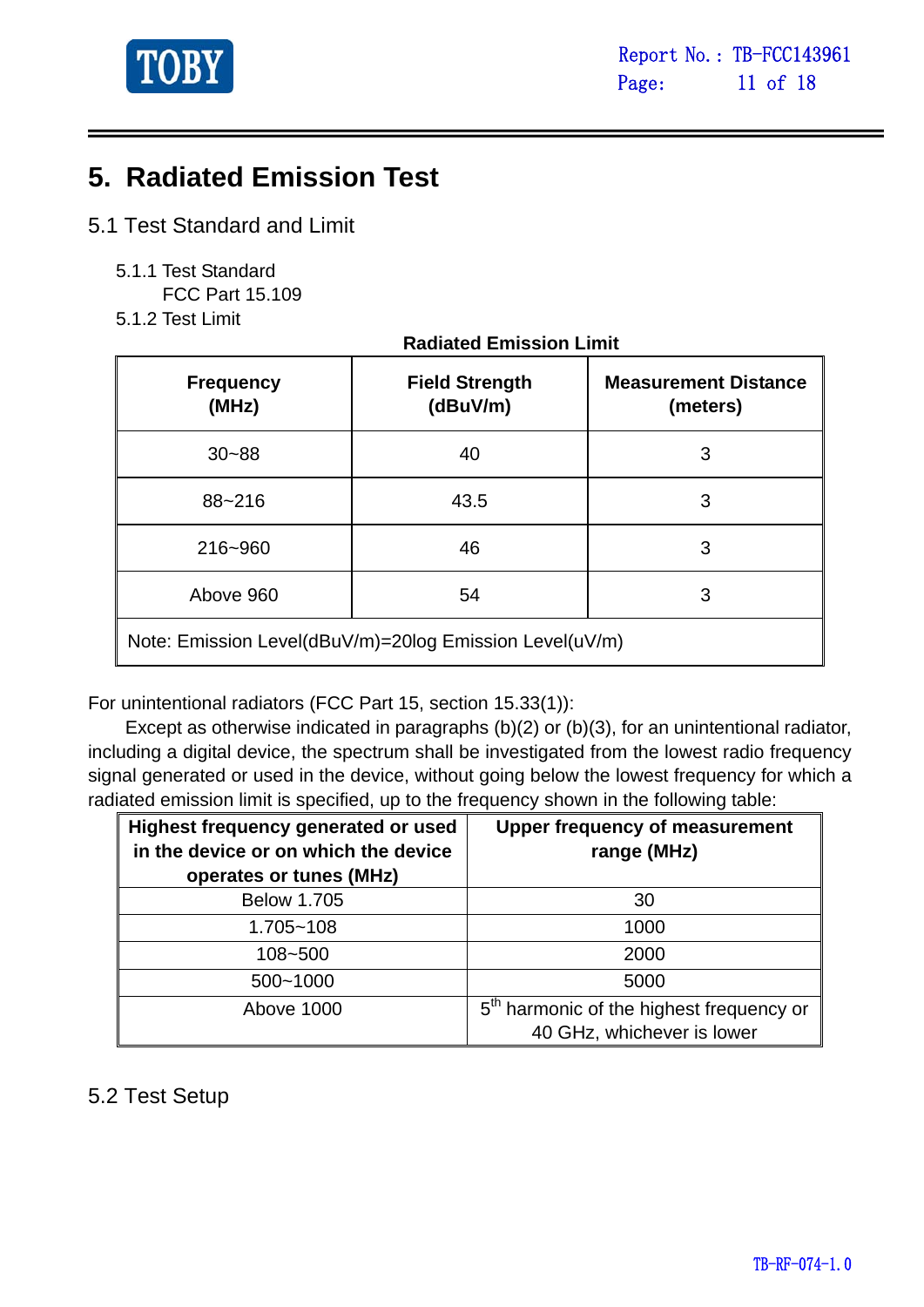# 5. Radiated Emission Test

## 5.1 Test Standard and Limit

5.1.1 Test Standard

FCC Part 15.109

5.1.2 Test Limit

**Radiated Emission Limit**

| Frequency (MHz) | Field Strength (dBuV/m) | Measurement Distance (meters) |
|---|---|---|
| 30~88 | 40 | 3 |
| 88~216 | 43.5 | 3 |
| 216~960 | 46 | 3 |
| Above 960 | 54 | 3 |
| Note: Emission Level(dBuV/m)=20log Emission Level(uV/m) | | |

For unintentional radiators (FCC Part 15, section 15.33(1)):

Except as otherwise indicated in paragraphs (b)(2) or (b)(3), for an unintentional radiator, including a digital device, the spectrum shall be investigated from the lowest radio frequency signal generated or used in the device, without going below the lowest frequency for which a radiated emission limit is specified, up to the frequency shown in the following table:

| Highest frequency generated or used in the device or on which the device operates or tunes (MHz) | Upper frequency of measurement range (MHz) |
|---|---|
| Below 1.705 | 30 |
| 1.705~108 | 1000 |
| 108~500 | 2000 |
| 500~1000 | 5000 |
| Above 1000 | $5^{th}$ harmonic of the highest frequency or 40 GHz, whichever is lower |

## 5.2 Test Setup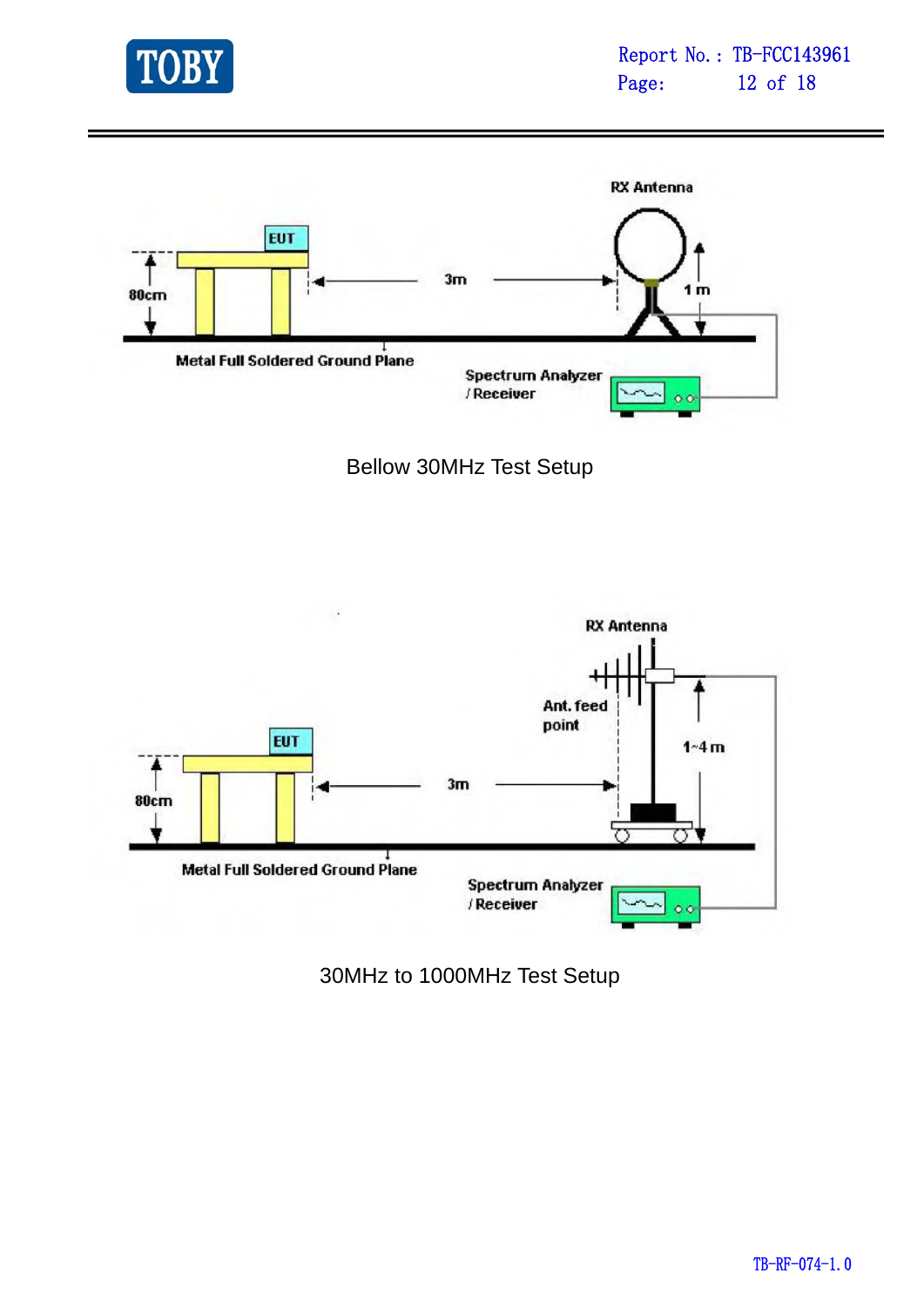RX Antenna

EUT

80cm

3m

1 m

Metal Full Soldered Ground Plane

Spectrum Analyzer
/ Receiver

Bellow 30MHz Test Setup

RX Antenna

Ant. feed
point

EUT

80cm

3m

1~4 m

Metal Full Soldered Ground Plane

Spectrum Analyzer
/ Receiver

30MHz to 1000MHz Test Setup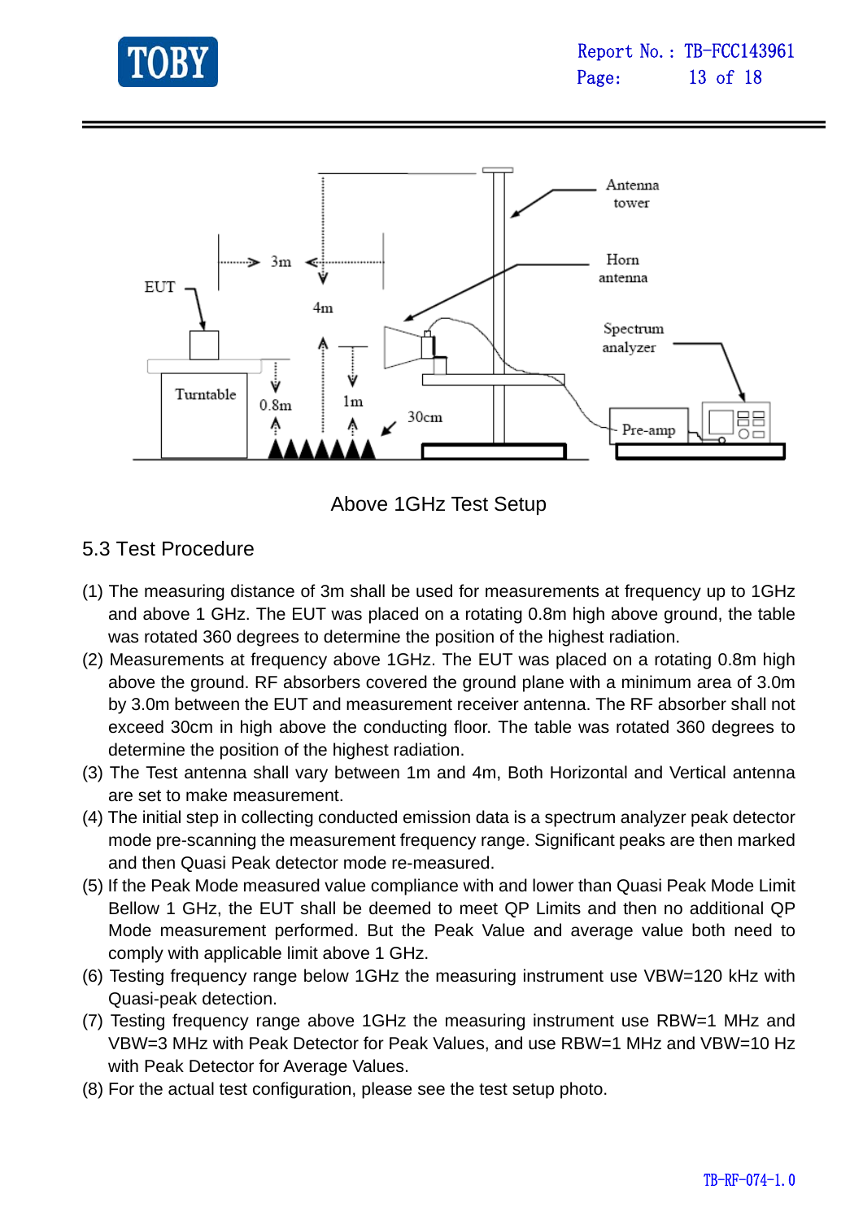Antenna tower

Horn antenna

Spectrum analyzer

EUT

3m

4m

Turntable

0.8m

1m

30cm

Pre-amp

Above 1GHz Test Setup

## 5.3 Test Procedure

(1) The measuring distance of 3m shall be used for measurements at frequency up to 1GHz and above 1 GHz. The EUT was placed on a rotating 0.8m high above ground, the table was rotated 360 degrees to determine the position of the highest radiation.

(2) Measurements at frequency above 1GHz. The EUT was placed on a rotating 0.8m high above the ground. RF absorbers covered the ground plane with a minimum area of 3.0m by 3.0m between the EUT and measurement receiver antenna. The RF absorber shall not exceed 30cm in high above the conducting floor. The table was rotated 360 degrees to determine the position of the highest radiation.

(3) The Test antenna shall vary between 1m and 4m, Both Horizontal and Vertical antenna are set to make measurement.

(4) The initial step in collecting conducted emission data is a spectrum analyzer peak detector mode pre-scanning the measurement frequency range. Significant peaks are then marked and then Quasi Peak detector mode re-measured.

(5) If the Peak Mode measured value compliance with and lower than Quasi Peak Mode Limit Bellow 1 GHz, the EUT shall be deemed to meet QP Limits and then no additional QP Mode measurement performed. But the Peak Value and average value both need to comply with applicable limit above 1 GHz.

(6) Testing frequency range below 1GHz the measuring instrument use VBW=120 kHz with Quasi-peak detection.

(7) Testing frequency range above 1GHz the measuring instrument use RBW=1 MHz and VBW=3 MHz with Peak Detector for Peak Values, and use RBW=1 MHz and VBW=10 Hz with Peak Detector for Average Values.

(8) For the actual test configuration, please see the test setup photo.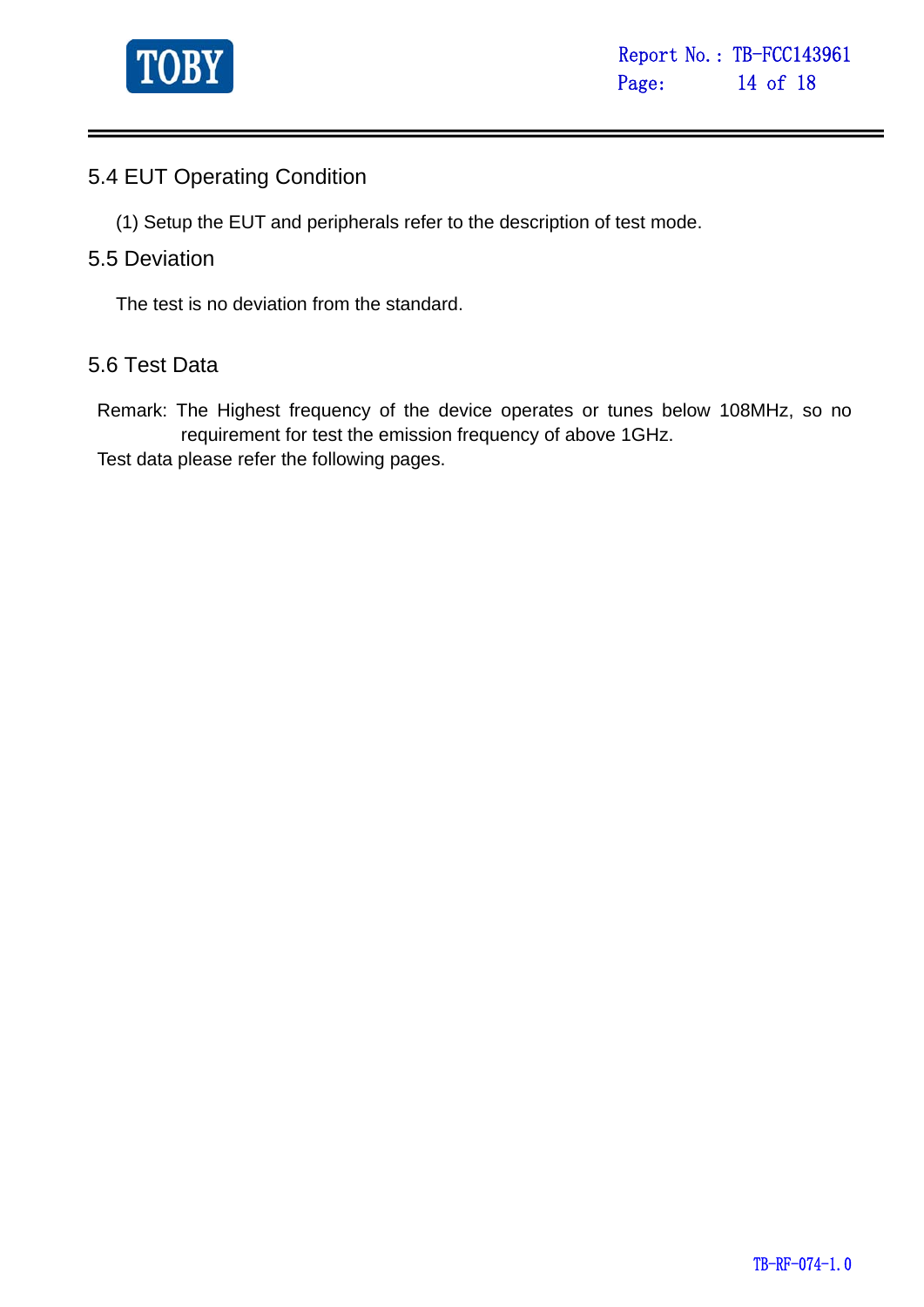## 5.4 EUT Operating Condition

(1) Setup the EUT and peripherals refer to the description of test mode.

## 5.5 Deviation

The test is no deviation from the standard.

## 5.6 Test Data

Remark: The Highest frequency of the device operates or tunes below 108MHz, so no requirement for test the emission frequency of above 1GHz.

Test data please refer the following pages.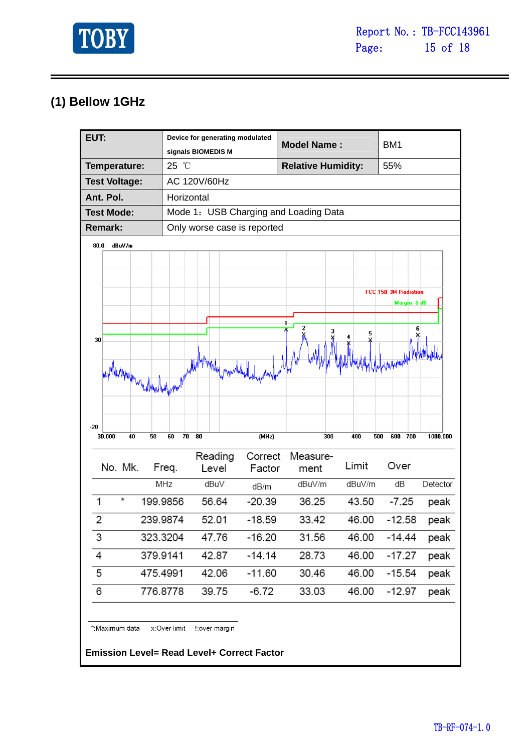## (1) Bellow 1GHz

| EUT: | Device for generating modulated signals BIOMEDIS M | Model Name : | BM1 |
|---|---|---|---|
| Temperature: | 25 ℃ | Relative Humidity: | 55% |
| Test Voltage: | AC 120V/60Hz | | |
| Ant. Pol. | Horizontal | | |
| Test Mode: | Mode 1：USB Charging and Loading Data | | |
| Remark: | Only worse case is reported | | |

80.0 dBuV/m

FCC 15B 3M Radiation

Margin -6 dB

30

-20

30.000 40 50 60 70 80 (MHz) 300 400 500 600 700 1000.000

| No. | Mk. | Freq. | Reading Level | Correct Factor | Measure-ment | Limit | Over | Detector |
|---|---|---|---|---|---|---|---|---|
| | | MHz | dBuV | dB/m | dBuV/m | dBuV/m | dB | |
| 1 | * | 199.9856 | 56.64 | -20.39 | 36.25 | 43.50 | -7.25 | peak |
| 2 | | 239.9874 | 52.01 | -18.59 | 33.42 | 46.00 | -12.58 | peak |
| 3 | | 323.3204 | 47.76 | -16.20 | 31.56 | 46.00 | -14.44 | peak |
| 4 | | 379.9141 | 42.87 | -14.14 | 28.73 | 46.00 | -17.27 | peak |
| 5 | | 475.4991 | 42.06 | -11.60 | 30.46 | 46.00 | -15.54 | peak |
| 6 | | 776.8778 | 39.75 | -6.72 | 33.03 | 46.00 | -12.97 | peak |

*:Maximum data x:Over limit !:over margin

**Emission Level= Read Level+ Correct Factor**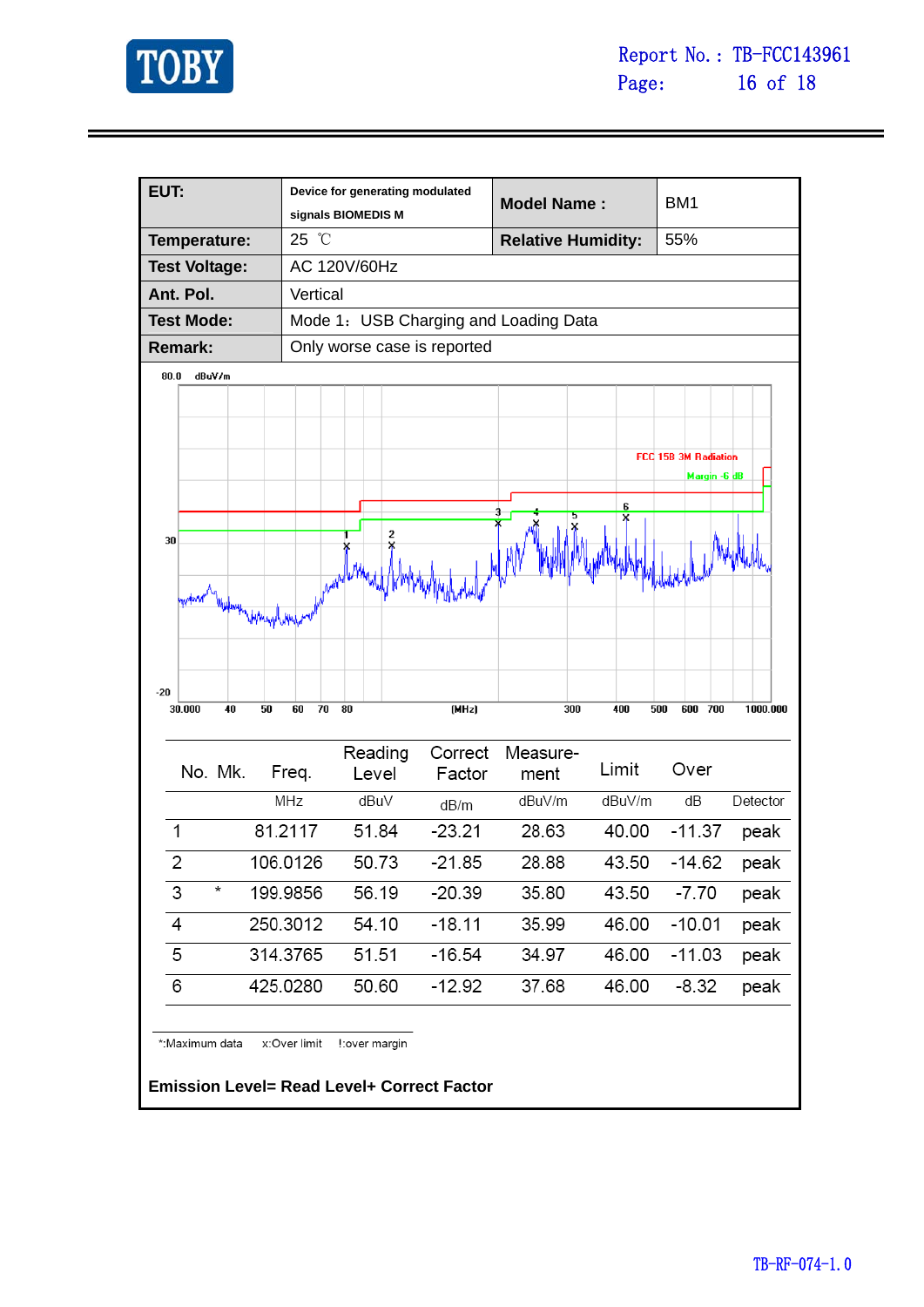| EUT: | Device for generating modulated signals BIOMEDIS M | Model Name : | BM1 |
|---|---|---|---|
| Temperature: | 25 ℃ | Relative Humidity: | 55% |
| Test Voltage: | AC 120V/60Hz | | |
| Ant. Pol. | Vertical | | |
| Test Mode: | Mode 1：USB Charging and Loading Data | | |
| Remark: | Only worse case is reported | | |

80.0 dBuV/m

FCC 15B 3M Radiation

Margin -6 dB

30

-20

30.000 40 50 60 70 80 (MHz) 300 400 500 600 700 1000.000

| No. | Mk. | Freq. | Reading Level | Correct Factor | Measure-ment | Limit | Over | |
|---|---|---|---|---|---|---|---|---|
| | | MHz | dBuV | dB/m | dBuV/m | dBuV/m | dB | Detector |
| 1 | | 81.2117 | 51.84 | -23.21 | 28.63 | 40.00 | -11.37 | peak |
| 2 | | 106.0126 | 50.73 | -21.85 | 28.88 | 43.50 | -14.62 | peak |
| 3 | * | 199.9856 | 56.19 | -20.39 | 35.80 | 43.50 | -7.70 | peak |
| 4 | | 250.3012 | 54.10 | -18.11 | 35.99 | 46.00 | -10.01 | peak |
| 5 | | 314.3765 | 51.51 | -16.54 | 34.97 | 46.00 | -11.03 | peak |
| 6 | | 425.0280 | 50.60 | -12.92 | 37.68 | 46.00 | -8.32 | peak |

*:Maximum data x:Over limit !:over margin

**Emission Level= Read Level+ Correct Factor**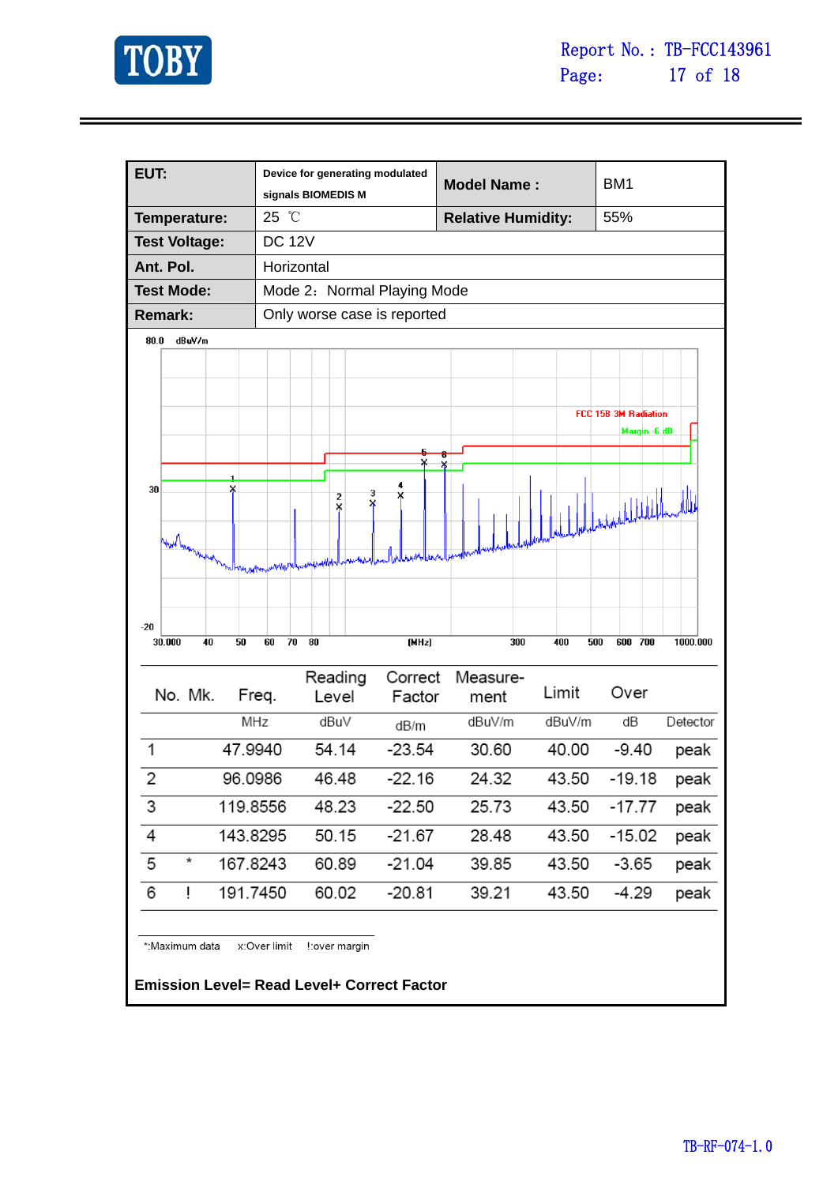| | | | |
|---|---|---|---|
| **EUT:** | Device for generating modulated signals BIOMEDIS M | **Model Name :** | BM1 |
| **Temperature:** | 25 ℃ | **Relative Humidity:** | 55% |
| **Test Voltage:** | DC 12V | | |
| **Ant. Pol.** | Horizontal | | |
| **Test Mode:** | Mode 2：Normal Playing Mode | | |
| **Remark:** | Only worse case is reported | | |

80.0 dBuV/m

FCC 15B 3M Radiation

Margin -6 dB

30

-20

30.000 40 50 60 70 80 (MHz) 300 400 500 600 700 1000.000

| No. | Mk. | Freq. | Reading Level | Correct Factor | Measure-ment | Limit | Over | |
|---|---|---|---|---|---|---|---|---|
| | | MHz | dBuV | dB/m | dBuV/m | dBuV/m | dB | Detector |
| 1 | | 47.9940 | 54.14 | -23.54 | 30.60 | 40.00 | -9.40 | peak |
| 2 | | 96.0986 | 46.48 | -22.16 | 24.32 | 43.50 | -19.18 | peak |
| 3 | | 119.8556 | 48.23 | -22.50 | 25.73 | 43.50 | -17.77 | peak |
| 4 | | 143.8295 | 50.15 | -21.67 | 28.48 | 43.50 | -15.02 | peak |
| 5 | * | 167.8243 | 60.89 | -21.04 | 39.85 | 43.50 | -3.65 | peak |
| 6 | ! | 191.7450 | 60.02 | -20.81 | 39.21 | 43.50 | -4.29 | peak |

*:Maximum data x:Over limit !:over margin

**Emission Level= Read Level+ Correct Factor**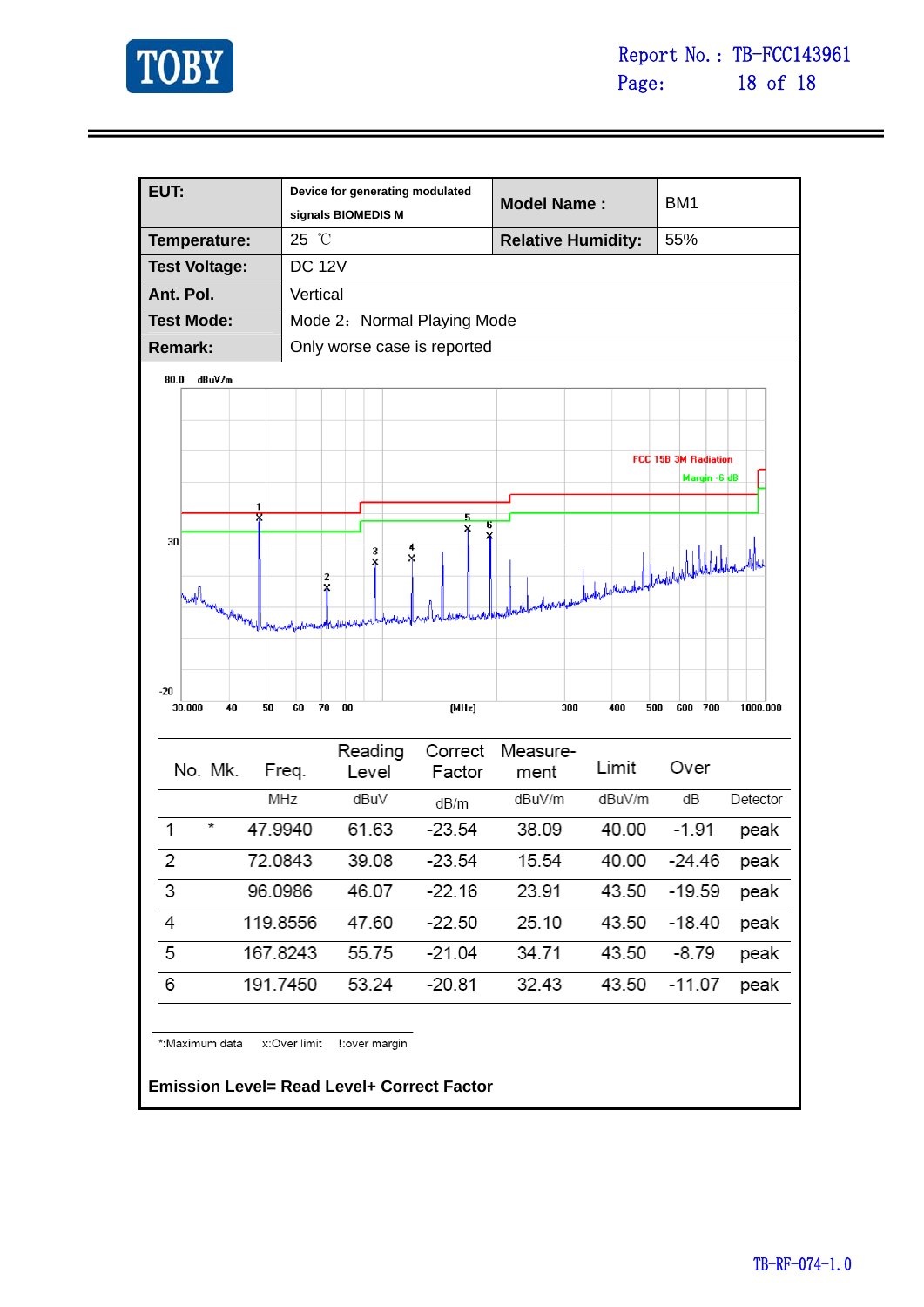| EUT: | Device for generating modulated signals BIOMEDIS M | Model Name : | BM1 |
|---|---|---|---|
| Temperature: | 25 ℃ | Relative Humidity: | 55% |
| Test Voltage: | DC 12V | | |
| Ant. Pol. | Vertical | | |
| Test Mode: | Mode 2：Normal Playing Mode | | |
| Remark: | Only worse case is reported | | |

80.0 dBuV/m

FCC 15B 3M Radiation

Margin -6 dB

30

-20

30.000 40 50 60 70 80 (MHz) 300 400 500 600 700 1000.000

| No. | Mk. | Freq. | Reading Level | Correct Factor | Measure-ment | Limit | Over | |
|---|---|---|---|---|---|---|---|---|
| | | MHz | dBuV | dB/m | dBuV/m | dBuV/m | dB | Detector |
| 1 | * | 47.9940 | 61.63 | -23.54 | 38.09 | 40.00 | -1.91 | peak |
| 2 | | 72.0843 | 39.08 | -23.54 | 15.54 | 40.00 | -24.46 | peak |
| 3 | | 96.0986 | 46.07 | -22.16 | 23.91 | 43.50 | -19.59 | peak |
| 4 | | 119.8556 | 47.60 | -22.50 | 25.10 | 43.50 | -18.40 | peak |
| 5 | | 167.8243 | 55.75 | -21.04 | 34.71 | 43.50 | -8.79 | peak |
| 6 | | 191.7450 | 53.24 | -20.81 | 32.43 | 43.50 | -11.07 | peak |

*:Maximum data x:Over limit !:over margin

**Emission Level= Read Level+ Correct Factor**